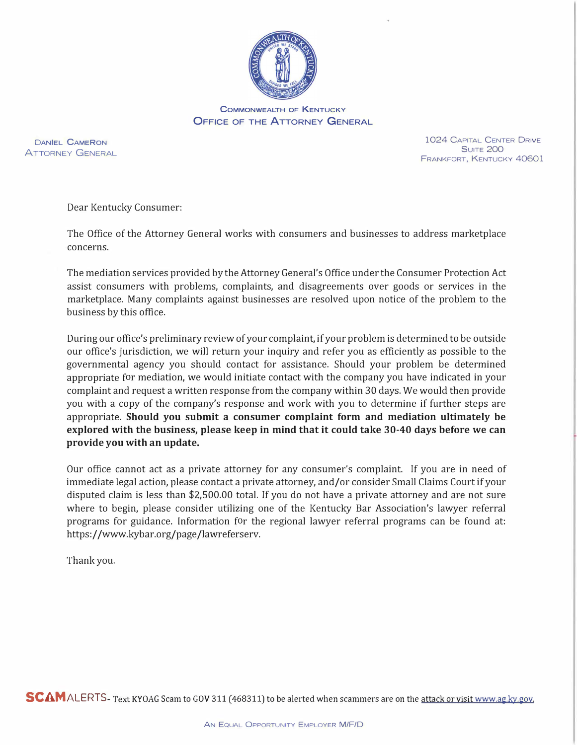COMMONWEALTH OF KENTUCKY
OFFICE OF THE ATTORNEY GENERAL

DANIEL CAMERON
ATTORNEY GENERAL

1024 CAPITAL CENTER DRIVE
SUITE 200
FRANKFORT, KENTUCKY 40601

Dear Kentucky Consumer:

The Office of the Attorney General works with consumers and businesses to address marketplace concerns.

The mediation services provided by the Attorney General's Office under the Consumer Protection Act assist consumers with problems, complaints, and disagreements over goods or services in the marketplace. Many complaints against businesses are resolved upon notice of the problem to the business by this office.

During our office's preliminary review of your complaint, if your problem is determined to be outside our office's jurisdiction, we will return your inquiry and refer you as efficiently as possible to the governmental agency you should contact for assistance. Should your problem be determined appropriate for mediation, we would initiate contact with the company you have indicated in your complaint and request a written response from the company within 30 days. We would then provide you with a copy of the company's response and work with you to determine if further steps are appropriate. **Should you submit a consumer complaint form and mediation ultimately be explored with the business, please keep in mind that it could take 30-40 days before we can provide you with an update.**

Our office cannot act as a private attorney for any consumer's complaint. If you are in need of immediate legal action, please contact a private attorney, and/or consider Small Claims Court if your disputed claim is less than $2,500.00 total. If you do not have a private attorney and are not sure where to begin, please consider utilizing one of the Kentucky Bar Association's lawyer referral programs for guidance. Information for the regional lawyer referral programs can be found at: https://www.kybar.org/page/lawreferserv.

Thank you.

**SCAM**ALERTS- Text KYOAG Scam to GOV 311 (468311) to be alerted when scammers are on the attack or visit www.ag.ky.gov.

AN EQUAL OPPORTUNITY EMPLOYER M/F/D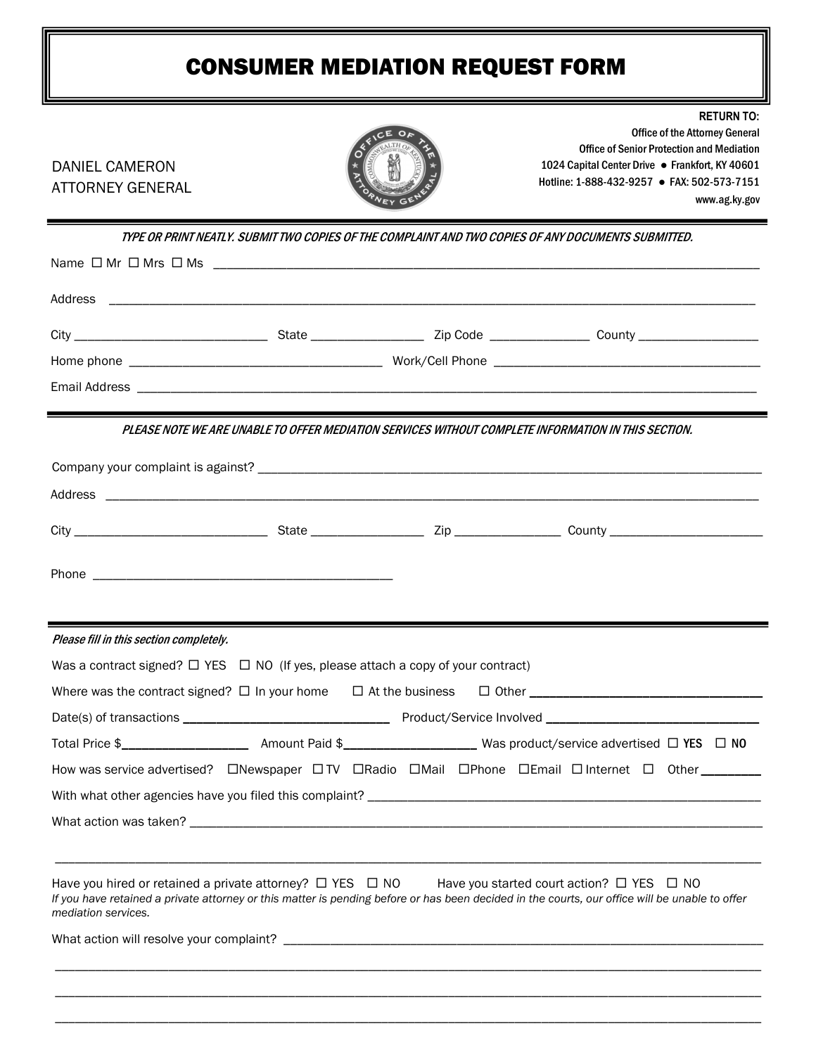# CONSUMER MEDIATION REQUEST FORM

DANIEL CAMERON
ATTORNEY GENERAL

**RETURN TO:**
Office of the Attorney General
Office of Senior Protection and Mediation
1024 Capital Center Drive ● Frankfort, KY 40601
Hotline: 1-888-432-9257 ● FAX: 502-573-7151
www.ag.ky.gov

***TYPE OR PRINT NEATLY. SUBMIT TWO COPIES OF THE COMPLAINT AND TWO COPIES OF ANY DOCUMENTS SUBMITTED.***

Name ☐ Mr ☐ Mrs ☐ Ms ______________________________________________

Address ______________________________________________

City ____________________ State ____________ Zip Code ____________ County ____________

Home phone ____________________ Work/Cell Phone ____________________

Email Address ______________________________________________

***PLEASE NOTE WE ARE UNABLE TO OFFER MEDIATION SERVICES WITHOUT COMPLETE INFORMATION IN THIS SECTION.***

Company your complaint is against? ______________________________________________

Address ______________________________________________

City ____________________ State ____________ Zip ____________ County ____________

Phone ____________________

*Please fill in this section completely.*

Was a contract signed? ☐ YES ☐ NO (If yes, please attach a copy of your contract)

Where was the contract signed? ☐ In your home ☐ At the business ☐ Other ____________________

Date(s) of transactions ____________________ Product/Service Involved ____________________

Total Price $____________ Amount Paid $____________ Was product/service advertised ☐ **YES** ☐ **NO**

How was service advertised? ☐Newspaper ☐TV ☐Radio ☐Mail ☐Phone ☐Email ☐Internet ☐ Other ________

With what other agencies have you filed this complaint? ______________________________________________

What action was taken? ______________________________________________

______________________________________________

Have you hired or retained a private attorney? ☐ YES ☐ NO Have you started court action? ☐ YES ☐ NO

*If you have retained a private attorney or this matter is pending before or has been decided in the courts, our office will be unable to offer mediation services.*

What action will resolve your complaint? ______________________________________________

______________________________________________

______________________________________________

______________________________________________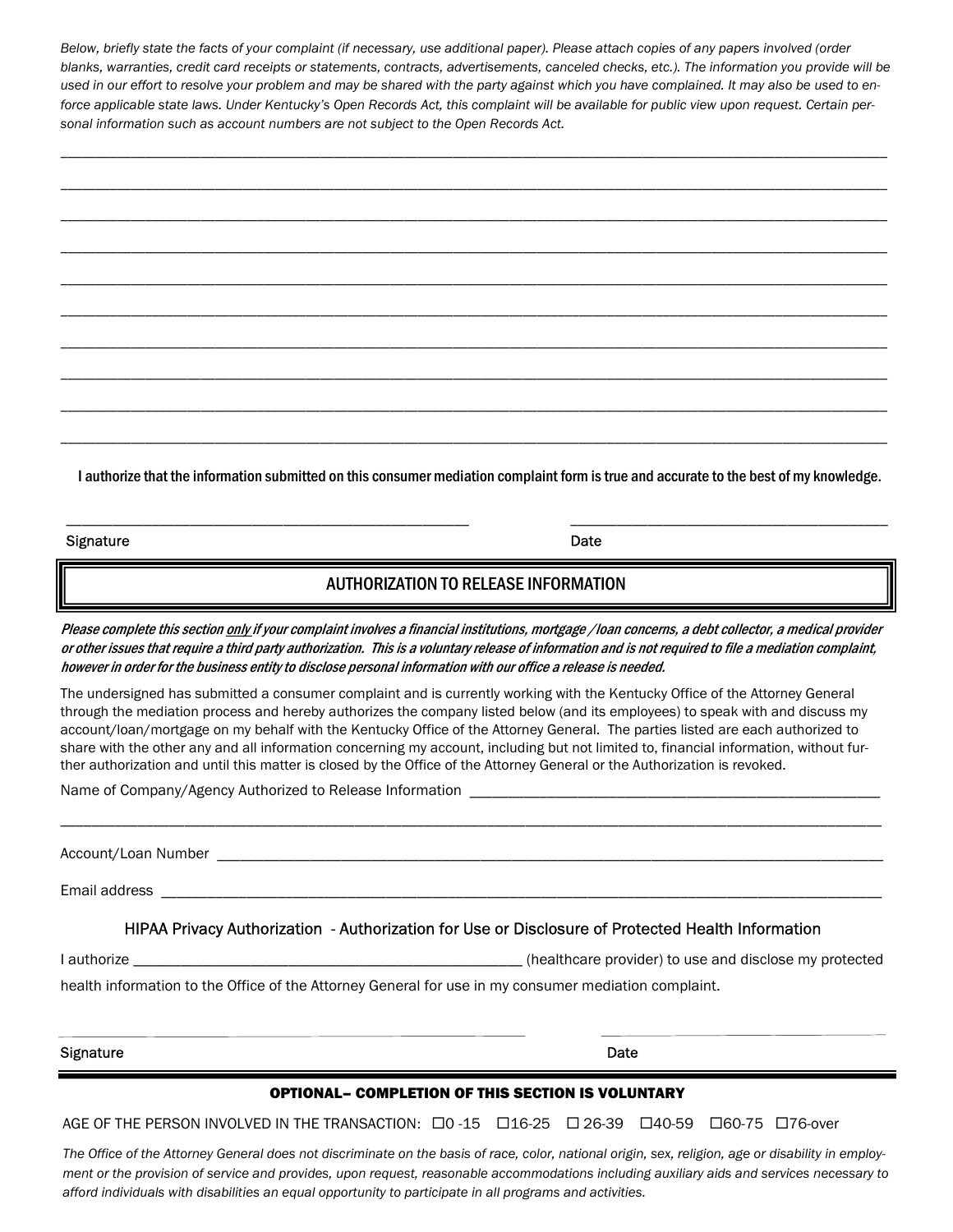*Below, briefly state the facts of your complaint (if necessary, use additional paper). Please attach copies of any papers involved (order blanks, warranties, credit card receipts or statements, contracts, advertisements, canceled checks, etc.). The information you provide will be used in our effort to resolve your problem and may be shared with the party against which you have complained. It may also be used to enforce applicable state laws. Under Kentucky's Open Records Act, this complaint will be available for public view upon request. Certain personal information such as account numbers are not subject to the Open Records Act.*

______________________________________________________________________________________________

______________________________________________________________________________________________

______________________________________________________________________________________________

______________________________________________________________________________________________

______________________________________________________________________________________________

______________________________________________________________________________________________

______________________________________________________________________________________________

______________________________________________________________________________________________

______________________________________________________________________________________________

______________________________________________________________________________________________

I authorize that the information submitted on this consumer mediation complaint form is true and accurate to the best of my knowledge.

_______________________________________________ _______________________________________

Signature Date

## AUTHORIZATION TO RELEASE INFORMATION

***Please complete this section only if your complaint involves a financial institutions, mortgage / loan concerns, a debt collector, a medical provider or other issues that require a third party authorization. This is a voluntary release of information and is not required to file a mediation complaint, however in order for the business entity to disclose personal information with our office a release is needed.***

The undersigned has submitted a consumer complaint and is currently working with the Kentucky Office of the Attorney General through the mediation process and hereby authorizes the company listed below (and its employees) to speak with and discuss my account/loan/mortgage on my behalf with the Kentucky Office of the Attorney General. The parties listed are each authorized to share with the other any and all information concerning my account, including but not limited to, financial information, without further authorization and until this matter is closed by the Office of the Attorney General or the Authorization is revoked.

Name of Company/Agency Authorized to Release Information ___________________________________________

______________________________________________________________________________________________

Account/Loan Number _________________________________________________________________________

Email address ______________________________________________________________________________

### HIPAA Privacy Authorization - Authorization for Use or Disclosure of Protected Health Information

I authorize ________________________________________ (healthcare provider) to use and disclose my protected health information to the Office of the Attorney General for use in my consumer mediation complaint.

_______________________________________________ _______________________________________

Signature Date

**OPTIONAL– COMPLETION OF THIS SECTION IS VOLUNTARY**

AGE OF THE PERSON INVOLVED IN THE TRANSACTION: ☐0 -15 ☐16-25 ☐ 26-39 ☐40-59 ☐60-75 ☐76-over

*The Office of the Attorney General does not discriminate on the basis of race, color, national origin, sex, religion, age or disability in employment or the provision of service and provides, upon request, reasonable accommodations including auxiliary aids and services necessary to afford individuals with disabilities an equal opportunity to participate in all programs and activities.*